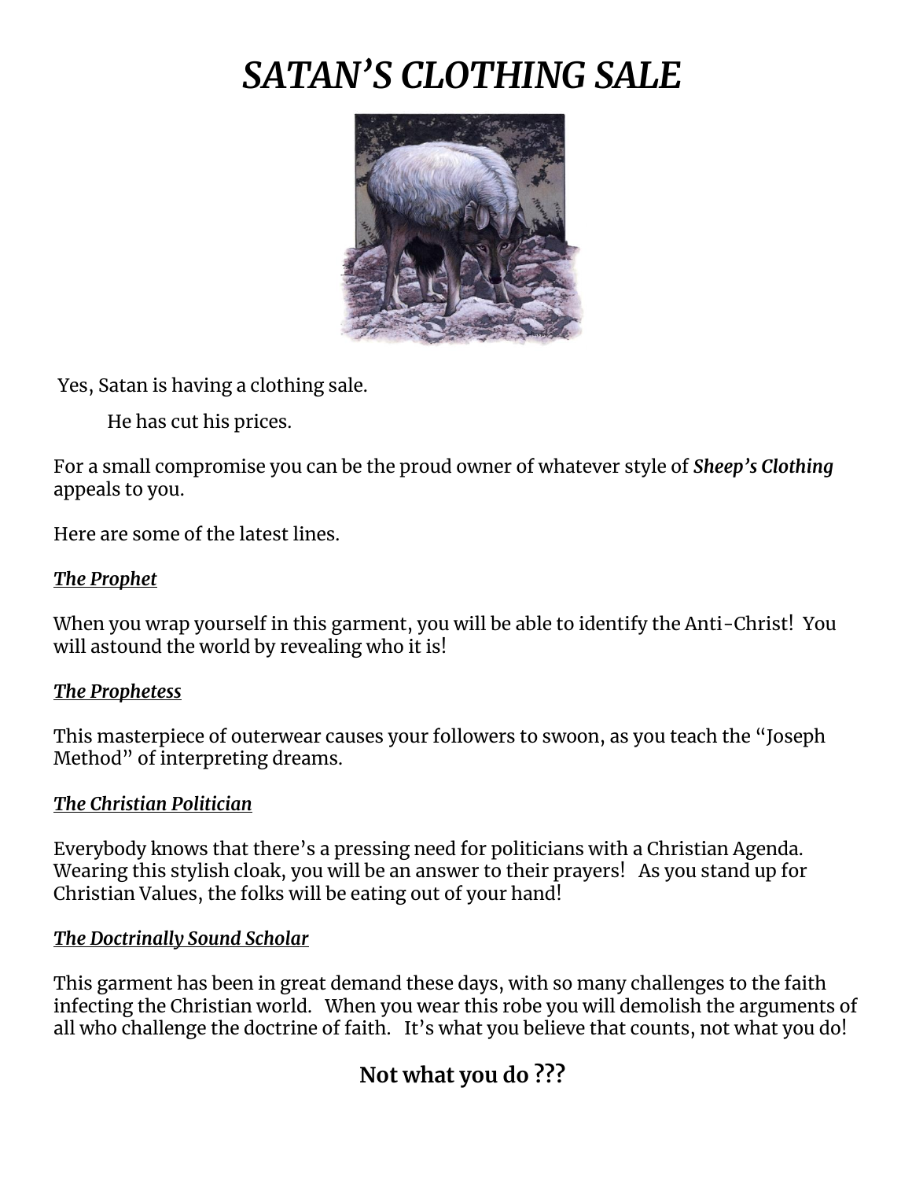# *SATAN'S CLOTHING SALE*

Yes, Satan is having a clothing sale.

He has cut his prices.

For a small compromise you can be the proud owner of whatever style of ***Sheep's Clothing*** appeals to you.

Here are some of the latest lines.

***The Prophet***

When you wrap yourself in this garment, you will be able to identify the Anti-Christ! You will astound the world by revealing who it is!

***The Prophetess***

This masterpiece of outerwear causes your followers to swoon, as you teach the "Joseph Method" of interpreting dreams.

***The Christian Politician***

Everybody knows that there's a pressing need for politicians with a Christian Agenda. Wearing this stylish cloak, you will be an answer to their prayers! As you stand up for Christian Values, the folks will be eating out of your hand!

***The Doctrinally Sound Scholar***

This garment has been in great demand these days, with so many challenges to the faith infecting the Christian world. When you wear this robe you will demolish the arguments of all who challenge the doctrine of faith. It's what you believe that counts, not what you do!

**Not what you do ???**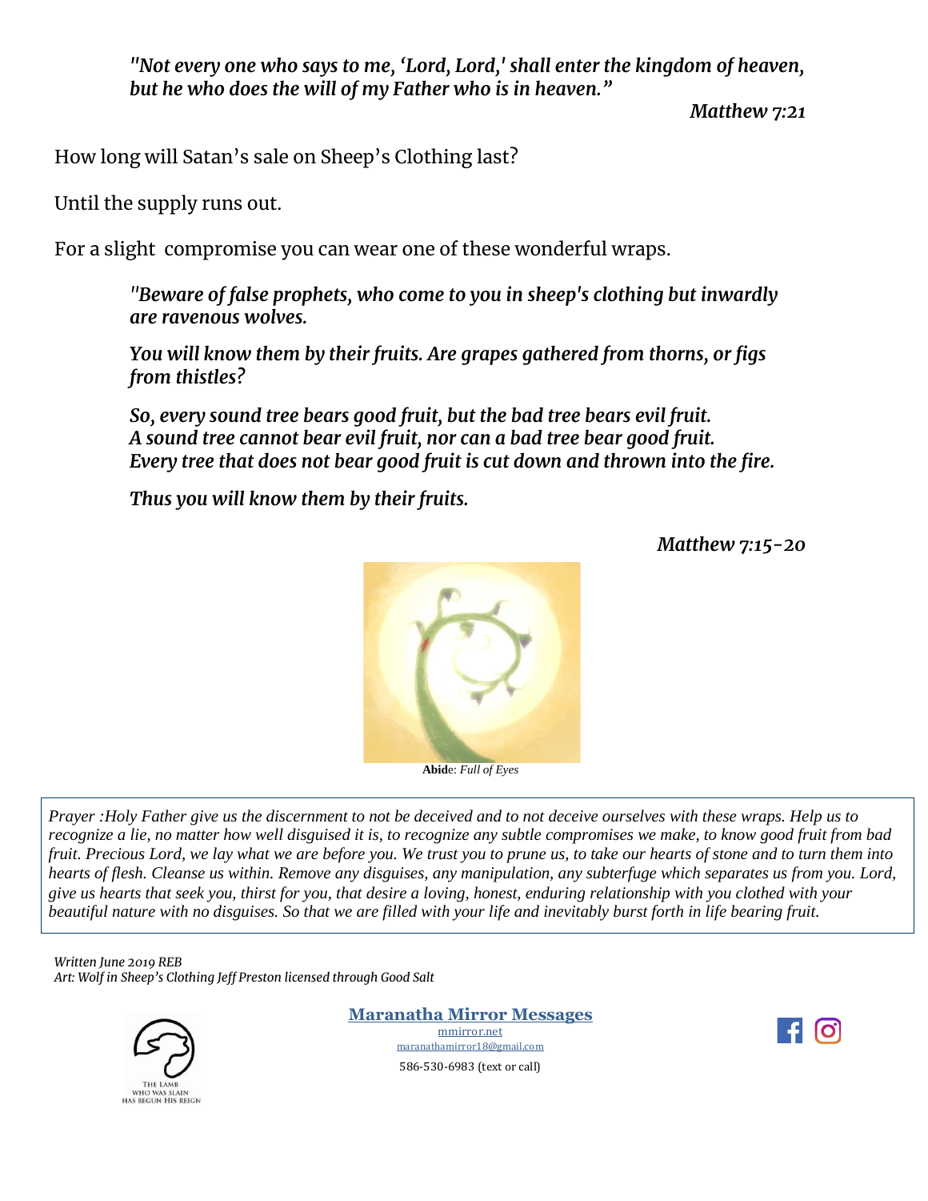*"Not every one who says to me, 'Lord, Lord,' shall enter the kingdom of heaven, but he who does the will of my Father who is in heaven."*

*Matthew 7:21*

How long will Satan's sale on Sheep's Clothing last?

Until the supply runs out.

For a slight compromise you can wear one of these wonderful wraps.

*"Beware of false prophets, who come to you in sheep's clothing but inwardly are ravenous wolves.*

*You will know them by their fruits. Are grapes gathered from thorns, or figs from thistles?*

*So, every sound tree bears good fruit, but the bad tree bears evil fruit.*
*A sound tree cannot bear evil fruit, nor can a bad tree bear good fruit.*
*Every tree that does not bear good fruit is cut down and thrown into the fire.*

*Thus you will know them by their fruits.*

*Matthew 7:15-20*

**Abide**: *Full of Eyes*

*Prayer :Holy Father give us the discernment to not be deceived and to not deceive ourselves with these wraps. Help us to recognize a lie, no matter how well disguised it is, to recognize any subtle compromises we make, to know good fruit from bad fruit. Precious Lord, we lay what we are before you. We trust you to prune us, to take our hearts of stone and to turn them into hearts of flesh. Cleanse us within. Remove any disguises, any manipulation, any subterfuge which separates us from you. Lord, give us hearts that seek you, thirst for you, that desire a loving, honest, enduring relationship with you clothed with your beautiful nature with no disguises. So that we are filled with your life and inevitably burst forth in life bearing fruit.*

*Written June 2019 REB*
*Art: Wolf in Sheep's Clothing Jeff Preston licensed through Good Salt*

THE LAMB WHO WAS SLAIN HAS BEGUN HIS REIGN

**Maranatha Mirror Messages**
mmirror.net
maranathamirror18@gmail.com
586-530-6983 (text or call)